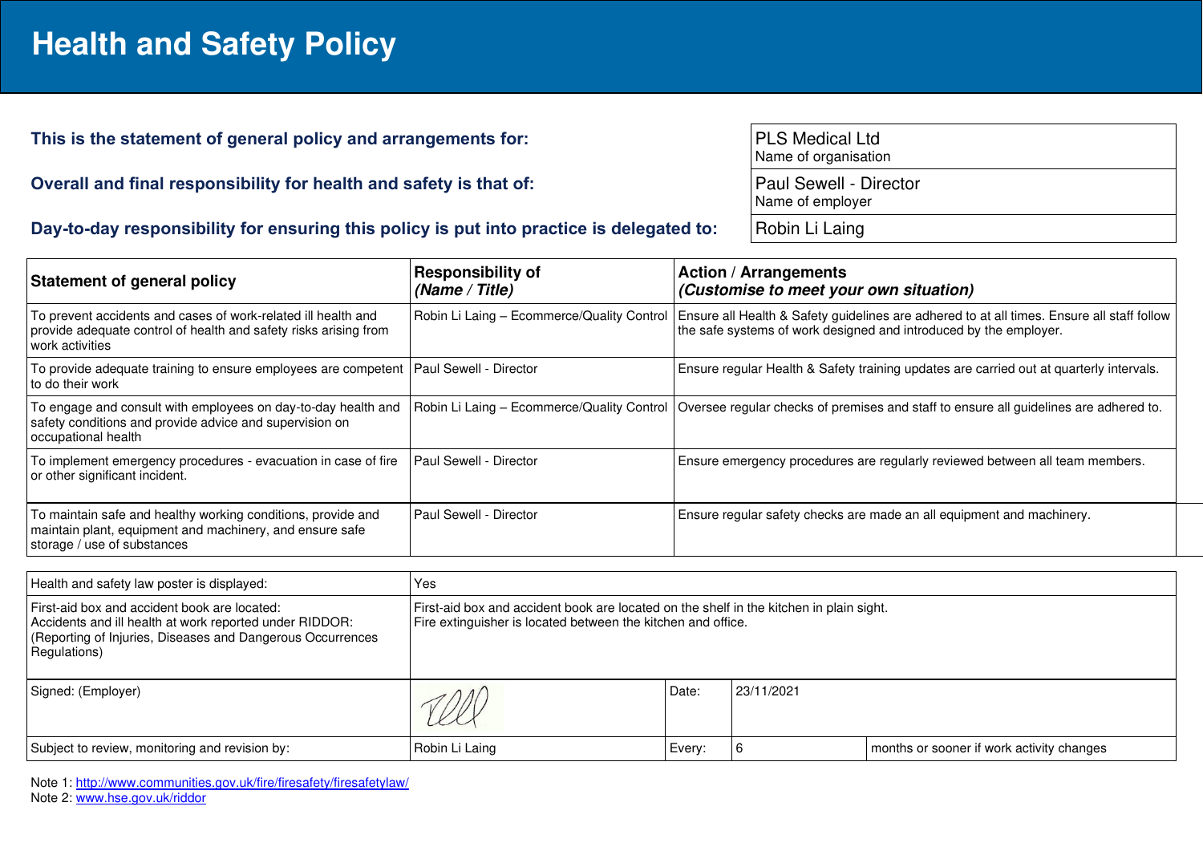# Health and Safety Policy

| | |
|---|---|
| **This is the statement of general policy and arrangements for:** | PLS Medical Ltd<br>Name of organisation |
| **Overall and final responsibility for health and safety is that of:** | Paul Sewell - Director<br>Name of employer |
| **Day-to-day responsibility for ensuring this policy is put into practice is delegated to:** | Robin Li Laing |

| Statement of general policy | Responsibility of<br>*(Name / Title)* | Action / Arrangements<br>*(Customise to meet your own situation)* |
|---|---|---|
| To prevent accidents and cases of work-related ill health and provide adequate control of health and safety risks arising from work activities | Robin Li Laing – Ecommerce/Quality Control | Ensure all Health & Safety guidelines are adhered to at all times. Ensure all staff follow the safe systems of work designed and introduced by the employer. |
| To provide adequate training to ensure employees are competent to do their work | Paul Sewell - Director | Ensure regular Health & Safety training updates are carried out at quarterly intervals. |
| To engage and consult with employees on day-to-day health and safety conditions and provide advice and supervision on occupational health | Robin Li Laing – Ecommerce/Quality Control | Oversee regular checks of premises and staff to ensure all guidelines are adhered to. |
| To implement emergency procedures - evacuation in case of fire or other significant incident. | Paul Sewell - Director | Ensure emergency procedures are regularly reviewed between all team members. |
| To maintain safe and healthy working conditions, provide and maintain plant, equipment and machinery, and ensure safe storage / use of substances | Paul Sewell - Director | Ensure regular safety checks are made an all equipment and machinery. |

| | | | | |
|---|---|---|---|---|
| Health and safety law poster is displayed: | Yes | | | |
| First-aid box and accident book are located:<br>Accidents and ill health at work reported under RIDDOR: (Reporting of Injuries, Diseases and Dangerous Occurrences Regulations) | First-aid box and accident book are located on the shelf in the kitchen in plain sight.<br>Fire extinguisher is located between the kitchen and office. | | | |
| Signed: (Employer) | [signature] | Date: | 23/11/2021 | |
| Subject to review, monitoring and revision by: | Robin Li Laing | Every: | 6 | months or sooner if work activity changes |

Note 1: http://www.communities.gov.uk/fire/firesafety/firesafetylaw/
Note 2: www.hse.gov.uk/riddor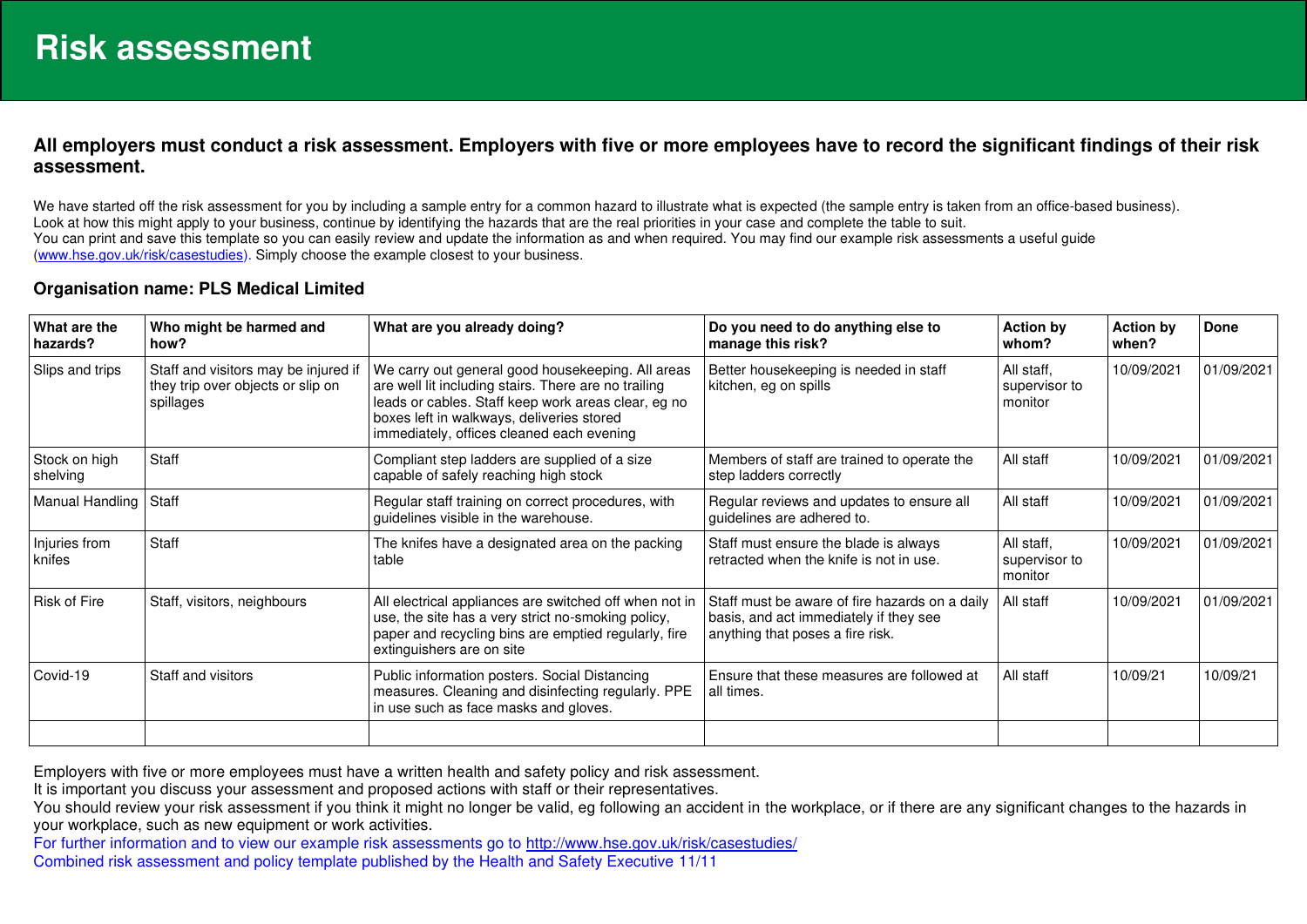# Risk assessment

**All employers must conduct a risk assessment. Employers with five or more employees have to record the significant findings of their risk assessment.**

We have started off the risk assessment for you by including a sample entry for a common hazard to illustrate what is expected (the sample entry is taken from an office-based business). Look at how this might apply to your business, continue by identifying the hazards that are the real priorities in your case and complete the table to suit.
You can print and save this template so you can easily review and update the information as and when required. You may find our example risk assessments a useful guide (www.hse.gov.uk/risk/casestudies). Simply choose the example closest to your business.

### Organisation name: PLS Medical Limited

| What are the hazards? | Who might be harmed and how? | What are you already doing? | Do you need to do anything else to manage this risk? | Action by whom? | Action by when? | Done |
|---|---|---|---|---|---|---|
| Slips and trips | Staff and visitors may be injured if they trip over objects or slip on spillages | We carry out general good housekeeping. All areas are well lit including stairs. There are no trailing leads or cables. Staff keep work areas clear, eg no boxes left in walkways, deliveries stored immediately, offices cleaned each evening | Better housekeeping is needed in staff kitchen, eg on spills | All staff, supervisor to monitor | 10/09/2021 | 01/09/2021 |
| Stock on high shelving | Staff | Compliant step ladders are supplied of a size capable of safely reaching high stock | Members of staff are trained to operate the step ladders correctly | All staff | 10/09/2021 | 01/09/2021 |
| Manual Handling | Staff | Regular staff training on correct procedures, with guidelines visible in the warehouse. | Regular reviews and updates to ensure all guidelines are adhered to. | All staff | 10/09/2021 | 01/09/2021 |
| Injuries from knifes | Staff | The knifes have a designated area on the packing table | Staff must ensure the blade is always retracted when the knife is not in use. | All staff, supervisor to monitor | 10/09/2021 | 01/09/2021 |
| Risk of Fire | Staff, visitors, neighbours | All electrical appliances are switched off when not in use, the site has a very strict no-smoking policy, paper and recycling bins are emptied regularly, fire extinguishers are on site | Staff must be aware of fire hazards on a daily basis, and act immediately if they see anything that poses a fire risk. | All staff | 10/09/2021 | 01/09/2021 |
| Covid-19 | Staff and visitors | Public information posters. Social Distancing measures. Cleaning and disinfecting regularly. PPE in use such as face masks and gloves. | Ensure that these measures are followed at all times. | All staff | 10/09/21 | 10/09/21 |
| | | | | | | |

Employers with five or more employees must have a written health and safety policy and risk assessment.
It is important you discuss your assessment and proposed actions with staff or their representatives.
You should review your risk assessment if you think it might no longer be valid, eg following an accident in the workplace, or if there are any significant changes to the hazards in your workplace, such as new equipment or work activities.
For further information and to view our example risk assessments go to http://www.hse.gov.uk/risk/casestudies/
Combined risk assessment and policy template published by the Health and Safety Executive 11/11